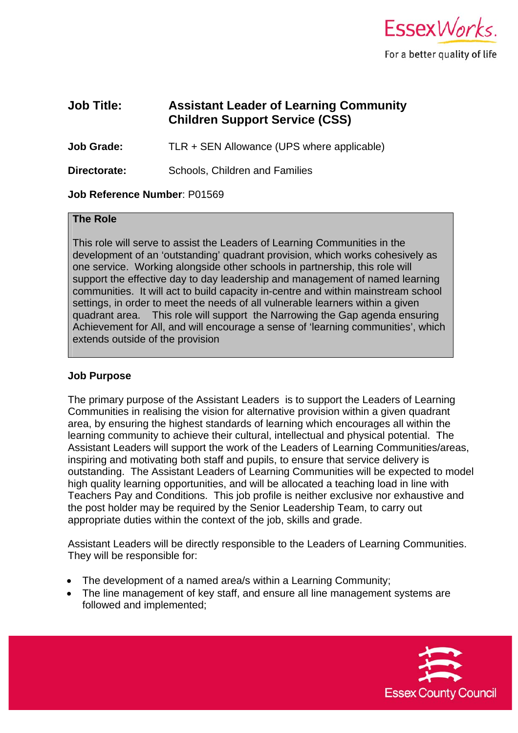**Job Title:** **Assistant Leader of Learning Community Children Support Service (CSS)**

**Job Grade:** TLR + SEN Allowance (UPS where applicable)

**Directorate:** Schools, Children and Families

**Job Reference Number**: P01569

**The Role**

This role will serve to assist the Leaders of Learning Communities in the development of an 'outstanding' quadrant provision, which works cohesively as one service. Working alongside other schools in partnership, this role will support the effective day to day leadership and management of named learning communities. It will act to build capacity in-centre and within mainstream school settings, in order to meet the needs of all vulnerable learners within a given quadrant area. This role will support the Narrowing the Gap agenda ensuring Achievement for All, and will encourage a sense of 'learning communities', which extends outside of the provision

**Job Purpose**

The primary purpose of the Assistant Leaders is to support the Leaders of Learning Communities in realising the vision for alternative provision within a given quadrant area, by ensuring the highest standards of learning which encourages all within the learning community to achieve their cultural, intellectual and physical potential. The Assistant Leaders will support the work of the Leaders of Learning Communities/areas, inspiring and motivating both staff and pupils, to ensure that service delivery is outstanding. The Assistant Leaders of Learning Communities will be expected to model high quality learning opportunities, and will be allocated a teaching load in line with Teachers Pay and Conditions. This job profile is neither exclusive nor exhaustive and the post holder may be required by the Senior Leadership Team, to carry out appropriate duties within the context of the job, skills and grade.

Assistant Leaders will be directly responsible to the Leaders of Learning Communities. They will be responsible for:

- The development of a named area/s within a Learning Community;
- The line management of key staff, and ensure all line management systems are followed and implemented;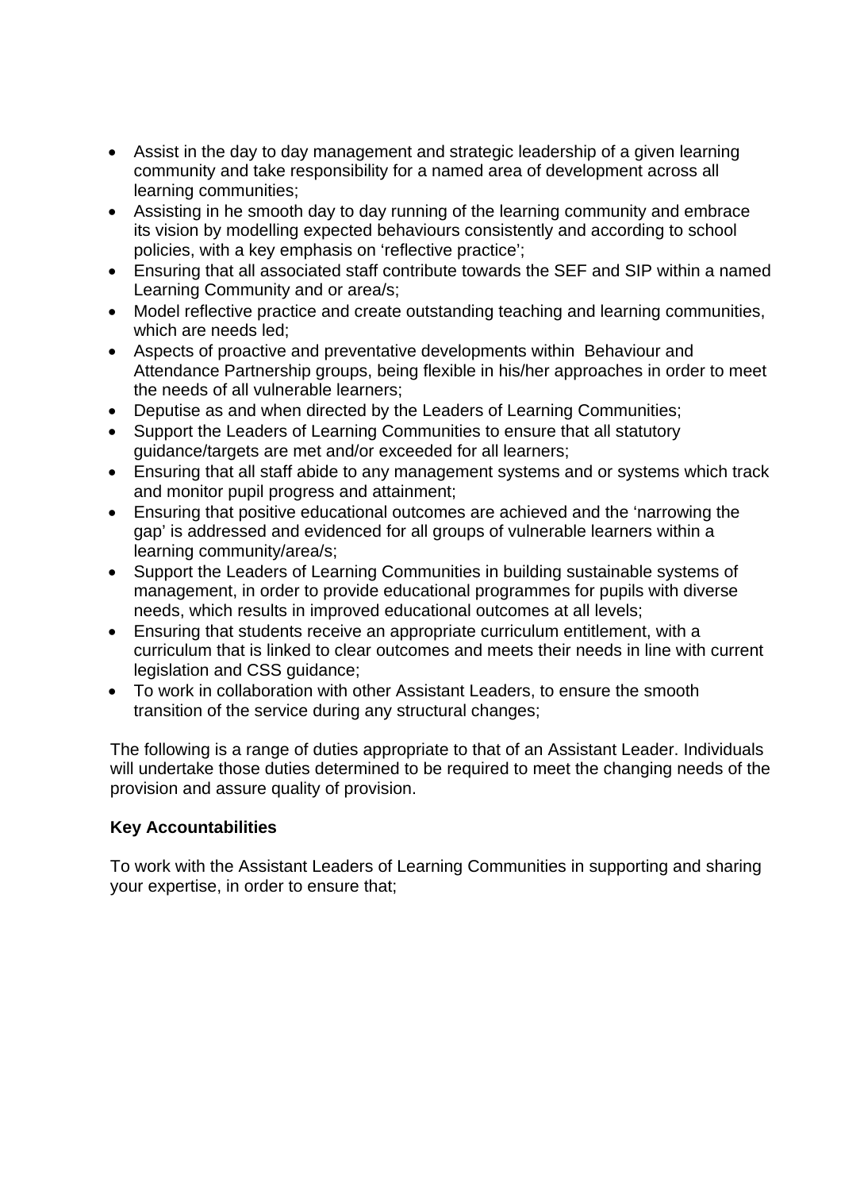- Assist in the day to day management and strategic leadership of a given learning community and take responsibility for a named area of development across all learning communities;
- Assisting in he smooth day to day running of the learning community and embrace its vision by modelling expected behaviours consistently and according to school policies, with a key emphasis on 'reflective practice';
- Ensuring that all associated staff contribute towards the SEF and SIP within a named Learning Community and or area/s;
- Model reflective practice and create outstanding teaching and learning communities, which are needs led;
- Aspects of proactive and preventative developments within Behaviour and Attendance Partnership groups, being flexible in his/her approaches in order to meet the needs of all vulnerable learners;
- Deputise as and when directed by the Leaders of Learning Communities;
- Support the Leaders of Learning Communities to ensure that all statutory guidance/targets are met and/or exceeded for all learners;
- Ensuring that all staff abide to any management systems and or systems which track and monitor pupil progress and attainment;
- Ensuring that positive educational outcomes are achieved and the 'narrowing the gap' is addressed and evidenced for all groups of vulnerable learners within a learning community/area/s;
- Support the Leaders of Learning Communities in building sustainable systems of management, in order to provide educational programmes for pupils with diverse needs, which results in improved educational outcomes at all levels;
- Ensuring that students receive an appropriate curriculum entitlement, with a curriculum that is linked to clear outcomes and meets their needs in line with current legislation and CSS guidance;
- To work in collaboration with other Assistant Leaders, to ensure the smooth transition of the service during any structural changes;

The following is a range of duties appropriate to that of an Assistant Leader. Individuals will undertake those duties determined to be required to meet the changing needs of the provision and assure quality of provision.

**Key Accountabilities**

To work with the Assistant Leaders of Learning Communities in supporting and sharing your expertise, in order to ensure that;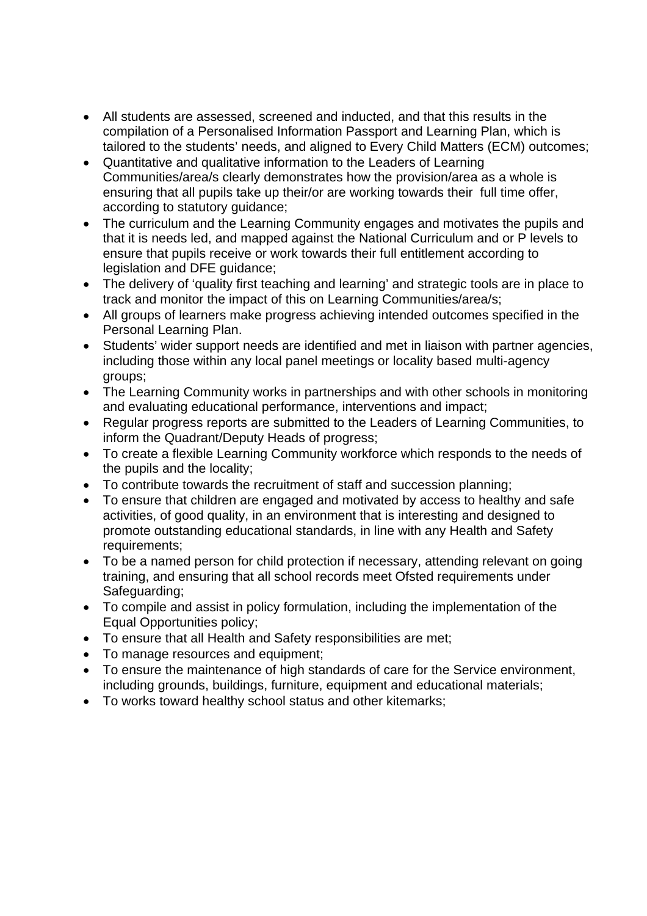- All students are assessed, screened and inducted, and that this results in the compilation of a Personalised Information Passport and Learning Plan, which is tailored to the students' needs, and aligned to Every Child Matters (ECM) outcomes;
- Quantitative and qualitative information to the Leaders of Learning Communities/area/s clearly demonstrates how the provision/area as a whole is ensuring that all pupils take up their/or are working towards their full time offer, according to statutory guidance;
- The curriculum and the Learning Community engages and motivates the pupils and that it is needs led, and mapped against the National Curriculum and or P levels to ensure that pupils receive or work towards their full entitlement according to legislation and DFE guidance;
- The delivery of 'quality first teaching and learning' and strategic tools are in place to track and monitor the impact of this on Learning Communities/area/s;
- All groups of learners make progress achieving intended outcomes specified in the Personal Learning Plan.
- Students' wider support needs are identified and met in liaison with partner agencies, including those within any local panel meetings or locality based multi-agency groups;
- The Learning Community works in partnerships and with other schools in monitoring and evaluating educational performance, interventions and impact;
- Regular progress reports are submitted to the Leaders of Learning Communities, to inform the Quadrant/Deputy Heads of progress;
- To create a flexible Learning Community workforce which responds to the needs of the pupils and the locality;
- To contribute towards the recruitment of staff and succession planning;
- To ensure that children are engaged and motivated by access to healthy and safe activities, of good quality, in an environment that is interesting and designed to promote outstanding educational standards, in line with any Health and Safety requirements;
- To be a named person for child protection if necessary, attending relevant on going training, and ensuring that all school records meet Ofsted requirements under Safeguarding;
- To compile and assist in policy formulation, including the implementation of the Equal Opportunities policy;
- To ensure that all Health and Safety responsibilities are met;
- To manage resources and equipment;
- To ensure the maintenance of high standards of care for the Service environment, including grounds, buildings, furniture, equipment and educational materials;
- To works toward healthy school status and other kitemarks;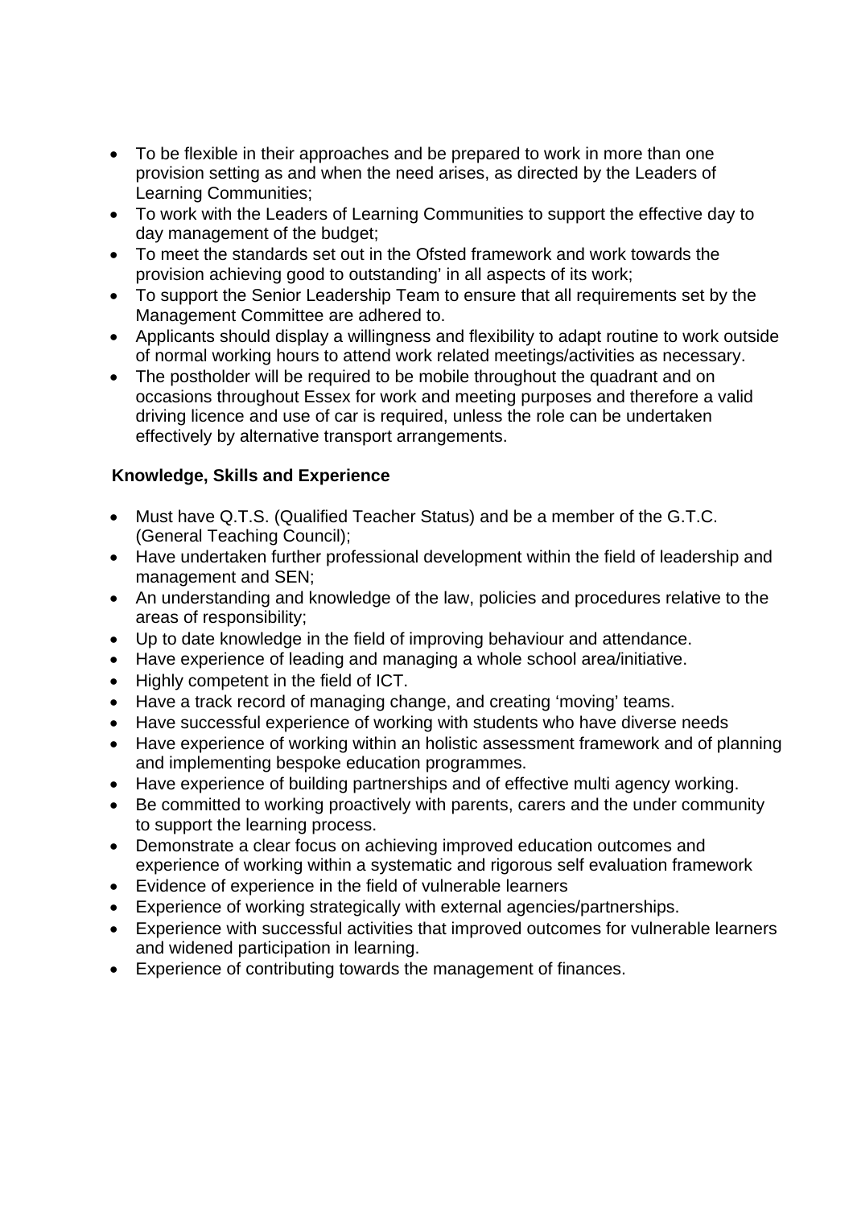- To be flexible in their approaches and be prepared to work in more than one provision setting as and when the need arises, as directed by the Leaders of Learning Communities;
- To work with the Leaders of Learning Communities to support the effective day to day management of the budget;
- To meet the standards set out in the Ofsted framework and work towards the provision achieving good to outstanding' in all aspects of its work;
- To support the Senior Leadership Team to ensure that all requirements set by the Management Committee are adhered to.
- Applicants should display a willingness and flexibility to adapt routine to work outside of normal working hours to attend work related meetings/activities as necessary.
- The postholder will be required to be mobile throughout the quadrant and on occasions throughout Essex for work and meeting purposes and therefore a valid driving licence and use of car is required, unless the role can be undertaken effectively by alternative transport arrangements.

**Knowledge, Skills and Experience**

- Must have Q.T.S. (Qualified Teacher Status) and be a member of the G.T.C. (General Teaching Council);
- Have undertaken further professional development within the field of leadership and management and SEN;
- An understanding and knowledge of the law, policies and procedures relative to the areas of responsibility;
- Up to date knowledge in the field of improving behaviour and attendance.
- Have experience of leading and managing a whole school area/initiative.
- Highly competent in the field of ICT.
- Have a track record of managing change, and creating 'moving' teams.
- Have successful experience of working with students who have diverse needs
- Have experience of working within an holistic assessment framework and of planning and implementing bespoke education programmes.
- Have experience of building partnerships and of effective multi agency working.
- Be committed to working proactively with parents, carers and the under community to support the learning process.
- Demonstrate a clear focus on achieving improved education outcomes and experience of working within a systematic and rigorous self evaluation framework
- Evidence of experience in the field of vulnerable learners
- Experience of working strategically with external agencies/partnerships.
- Experience with successful activities that improved outcomes for vulnerable learners and widened participation in learning.
- Experience of contributing towards the management of finances.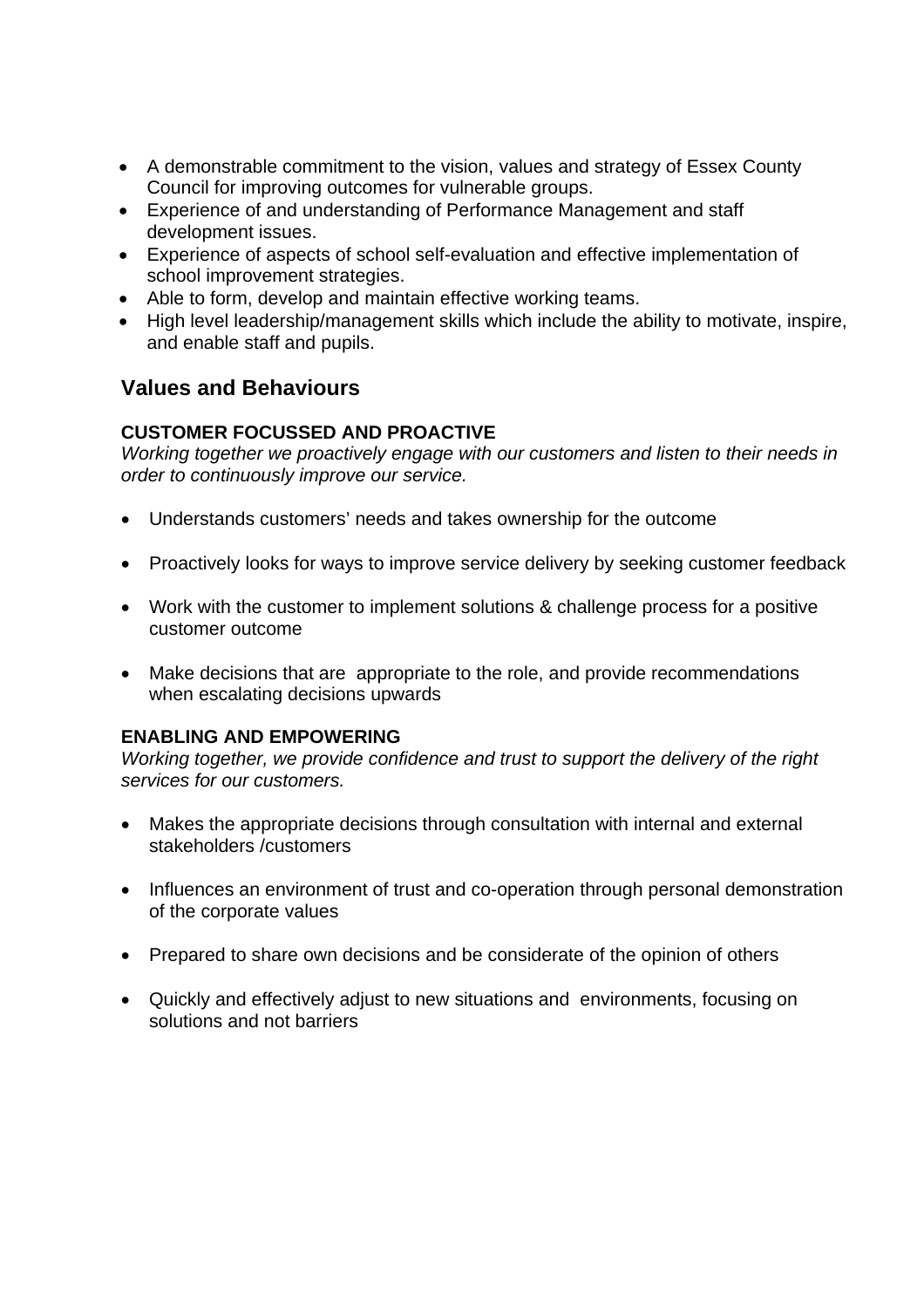- A demonstrable commitment to the vision, values and strategy of Essex County Council for improving outcomes for vulnerable groups.
- Experience of and understanding of Performance Management and staff development issues.
- Experience of aspects of school self-evaluation and effective implementation of school improvement strategies.
- Able to form, develop and maintain effective working teams.
- High level leadership/management skills which include the ability to motivate, inspire, and enable staff and pupils.

## Values and Behaviours

**CUSTOMER FOCUSSED AND PROACTIVE**
*Working together we proactively engage with our customers and listen to their needs in order to continuously improve our service.*

- Understands customers' needs and takes ownership for the outcome
- Proactively looks for ways to improve service delivery by seeking customer feedback
- Work with the customer to implement solutions & challenge process for a positive customer outcome
- Make decisions that are appropriate to the role, and provide recommendations when escalating decisions upwards

**ENABLING AND EMPOWERING**
*Working together, we provide confidence and trust to support the delivery of the right services for our customers.*

- Makes the appropriate decisions through consultation with internal and external stakeholders /customers
- Influences an environment of trust and co-operation through personal demonstration of the corporate values
- Prepared to share own decisions and be considerate of the opinion of others
- Quickly and effectively adjust to new situations and environments, focusing on solutions and not barriers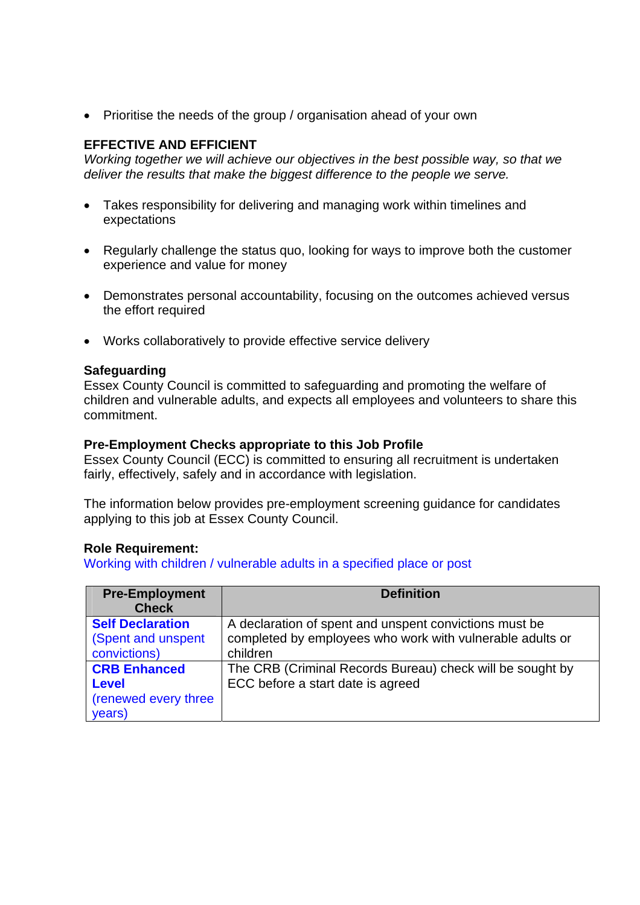- Prioritise the needs of the group / organisation ahead of your own

**EFFECTIVE AND EFFICIENT**

*Working together we will achieve our objectives in the best possible way, so that we deliver the results that make the biggest difference to the people we serve.*

- Takes responsibility for delivering and managing work within timelines and expectations
- Regularly challenge the status quo, looking for ways to improve both the customer experience and value for money
- Demonstrates personal accountability, focusing on the outcomes achieved versus the effort required
- Works collaboratively to provide effective service delivery

**Safeguarding**

Essex County Council is committed to safeguarding and promoting the welfare of children and vulnerable adults, and expects all employees and volunteers to share this commitment.

**Pre-Employment Checks appropriate to this Job Profile**

Essex County Council (ECC) is committed to ensuring all recruitment is undertaken fairly, effectively, safely and in accordance with legislation.

The information below provides pre-employment screening guidance for candidates applying to this job at Essex County Council.

**Role Requirement:**

Working with children / vulnerable adults in a specified place or post

| Pre-Employment Check | Definition |
|---|---|
| **Self Declaration** (Spent and unspent convictions) | A declaration of spent and unspent convictions must be completed by employees who work with vulnerable adults or children |
| **CRB Enhanced Level** (renewed every three years) | The CRB (Criminal Records Bureau) check will be sought by ECC before a start date is agreed |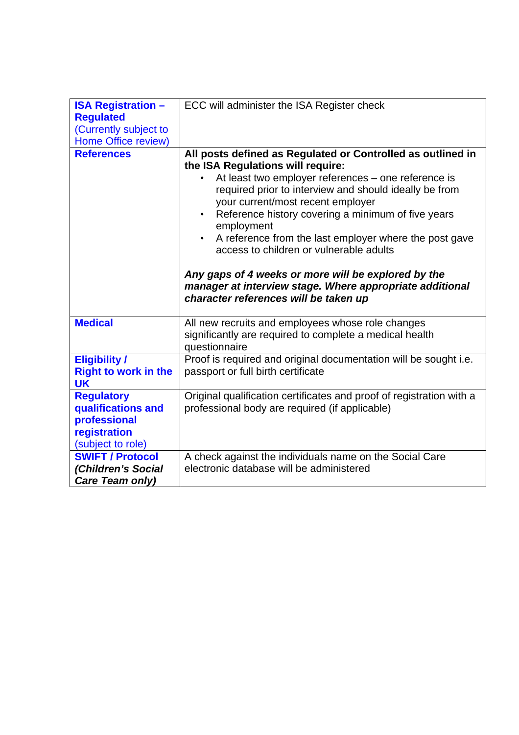| | |
|---|---|
| **ISA Registration – Regulated** (Currently subject to Home Office review) | ECC will administer the ISA Register check |
| **References** | **All posts defined as Regulated or Controlled as outlined in the ISA Regulations will require:**<br>• At least two employer references – one reference is required prior to interview and should ideally be from your current/most recent employer<br>• Reference history covering a minimum of five years employment<br>• A reference from the last employer where the post gave access to children or vulnerable adults<br><br>***Any gaps of 4 weeks or more will be explored by the manager at interview stage. Where appropriate additional character references will be taken up*** |
| **Medical** | All new recruits and employees whose role changes significantly are required to complete a medical health questionnaire |
| **Eligibility / Right to work in the UK** | Proof is required and original documentation will be sought i.e. passport or full birth certificate |
| **Regulatory qualifications and professional registration** (subject to role) | Original qualification certificates and proof of registration with a professional body are required (if applicable) |
| **SWIFT / Protocol** ***(Children's Social Care Team only)*** | A check against the individuals name on the Social Care electronic database will be administered |